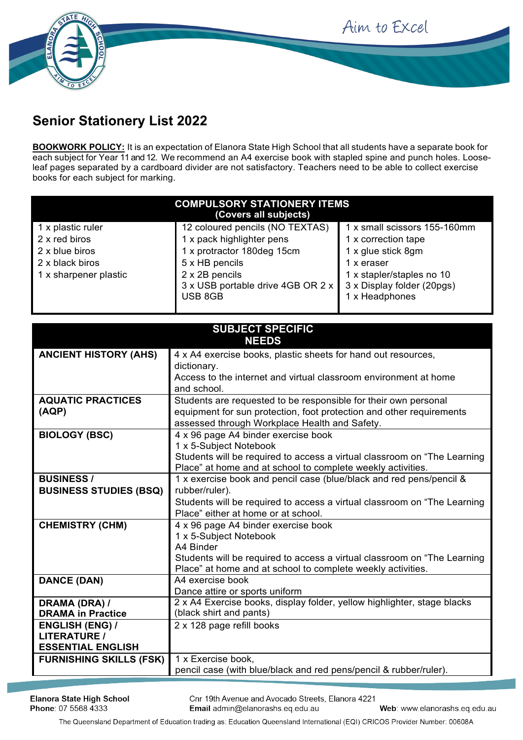# Senior Stationery List 2022

**BOOKWORK POLICY:** It is an expectation of Elanora State High School that all students have a separate book for each subject for Year 11 and 12. We recommend an A4 exercise book with stapled spine and punch holes. Loose-leaf pages separated by a cardboard divider are not satisfactory. Teachers need to be able to collect exercise books for each subject for marking.

| COMPULSORY STATIONERY ITEMS (Covers all subjects) | | |
|---|---|---|
| 1 x plastic ruler<br>2 x red biros<br>2 x blue biros<br>2 x black biros<br>1 x sharpener plastic | 12 coloured pencils (NO TEXTAS)<br>1 x pack highlighter pens<br>1 x protractor 180deg 15cm<br>5 x HB pencils<br>2 x 2B pencils<br>3 x USB portable drive 4GB OR 2 x USB 8GB | 1 x small scissors 155-160mm<br>1 x correction tape<br>1 x glue stick 8gm<br>1 x eraser<br>1 x stapler/staples no 10<br>3 x Display folder (20pgs)<br>1 x Headphones |

| SUBJECT SPECIFIC NEEDS | |
|---|---|
| **ANCIENT HISTORY (AHS)** | 4 x A4 exercise books, plastic sheets for hand out resources, dictionary.<br>Access to the internet and virtual classroom environment at home and school. |
| **AQUATIC PRACTICES (AQP)** | Students are requested to be responsible for their own personal equipment for sun protection, foot protection and other requirements assessed through Workplace Health and Safety. |
| **BIOLOGY (BSC)** | 4 x 96 page A4 binder exercise book<br>1 x 5-Subject Notebook<br>Students will be required to access a virtual classroom on "The Learning Place" at home and at school to complete weekly activities. |
| **BUSINESS / BUSINESS STUDIES (BSQ)** | 1 x exercise book and pencil case (blue/black and red pens/pencil & rubber/ruler).<br>Students will be required to access a virtual classroom on "The Learning Place" either at home or at school. |
| **CHEMISTRY (CHM)** | 4 x 96 page A4 binder exercise book<br>1 x 5-Subject Notebook<br>A4 Binder<br>Students will be required to access a virtual classroom on "The Learning Place" at home and at school to complete weekly activities. |
| **DANCE (DAN)** | A4 exercise book<br>Dance attire or sports uniform |
| **DRAMA (DRA) / DRAMA in Practice** | 2 x A4 Exercise books, display folder, yellow highlighter, stage blacks (black shirt and pants) |
| **ENGLISH (ENG) / LITERATURE / ESSENTIAL ENGLISH** | 2 x 128 page refill books |
| **FURNISHING SKILLS (FSK)** | 1 x Exercise book,<br>pencil case (with blue/black and red pens/pencil & rubber/ruler). |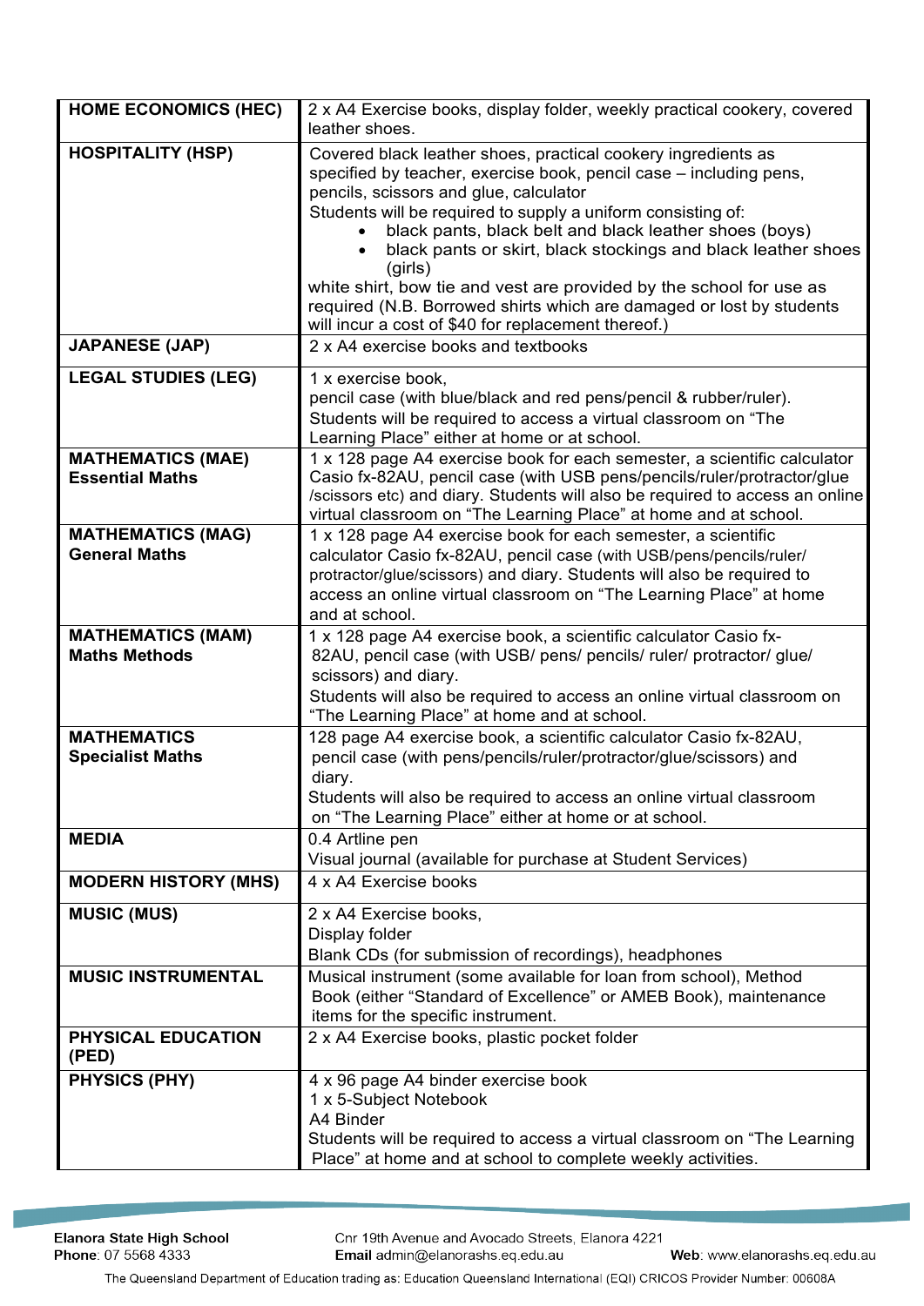| | |
|---|---|
| **HOME ECONOMICS (HEC)** | 2 x A4 Exercise books, display folder, weekly practical cookery, covered leather shoes. |
| **HOSPITALITY (HSP)** | Covered black leather shoes, practical cookery ingredients as specified by teacher, exercise book, pencil case – including pens, pencils, scissors and glue, calculator<br>Students will be required to supply a uniform consisting of:<br>• black pants, black belt and black leather shoes (boys)<br>• black pants or skirt, black stockings and black leather shoes (girls)<br>white shirt, bow tie and vest are provided by the school for use as required (N.B. Borrowed shirts which are damaged or lost by students will incur a cost of $40 for replacement thereof.) |
| **JAPANESE (JAP)** | 2 x A4 exercise books and textbooks |
| **LEGAL STUDIES (LEG)** | 1 x exercise book,<br>pencil case (with blue/black and red pens/pencil & rubber/ruler).<br>Students will be required to access a virtual classroom on "The Learning Place" either at home or at school. |
| **MATHEMATICS (MAE)**<br>**Essential Maths** | 1 x 128 page A4 exercise book for each semester, a scientific calculator Casio fx-82AU, pencil case (with USB pens/pencils/ruler/protractor/glue /scissors etc) and diary. Students will also be required to access an online virtual classroom on "The Learning Place" at home and at school. |
| **MATHEMATICS (MAG)**<br>**General Maths** | 1 x 128 page A4 exercise book for each semester, a scientific calculator Casio fx-82AU, pencil case (with USB/pens/pencils/ruler/ protractor/glue/scissors) and diary. Students will also be required to access an online virtual classroom on "The Learning Place" at home and at school. |
| **MATHEMATICS (MAM)**<br>**Maths Methods** | 1 x 128 page A4 exercise book, a scientific calculator Casio fx-82AU, pencil case (with USB/ pens/ pencils/ ruler/ protractor/ glue/ scissors) and diary.<br>Students will also be required to access an online virtual classroom on "The Learning Place" at home and at school. |
| **MATHEMATICS**<br>**Specialist Maths** | 128 page A4 exercise book, a scientific calculator Casio fx-82AU, pencil case (with pens/pencils/ruler/protractor/glue/scissors) and diary.<br>Students will also be required to access an online virtual classroom on "The Learning Place" either at home or at school. |
| **MEDIA** | 0.4 Artline pen<br>Visual journal (available for purchase at Student Services) |
| **MODERN HISTORY (MHS)** | 4 x A4 Exercise books |
| **MUSIC (MUS)** | 2 x A4 Exercise books,<br>Display folder<br>Blank CDs (for submission of recordings), headphones |
| **MUSIC INSTRUMENTAL** | Musical instrument (some available for loan from school), Method Book (either "Standard of Excellence" or AMEB Book), maintenance items for the specific instrument. |
| **PHYSICAL EDUCATION (PED)** | 2 x A4 Exercise books, plastic pocket folder |
| **PHYSICS (PHY)** | 4 x 96 page A4 binder exercise book<br>1 x 5-Subject Notebook<br>A4 Binder<br>Students will be required to access a virtual classroom on "The Learning Place" at home and at school to complete weekly activities. |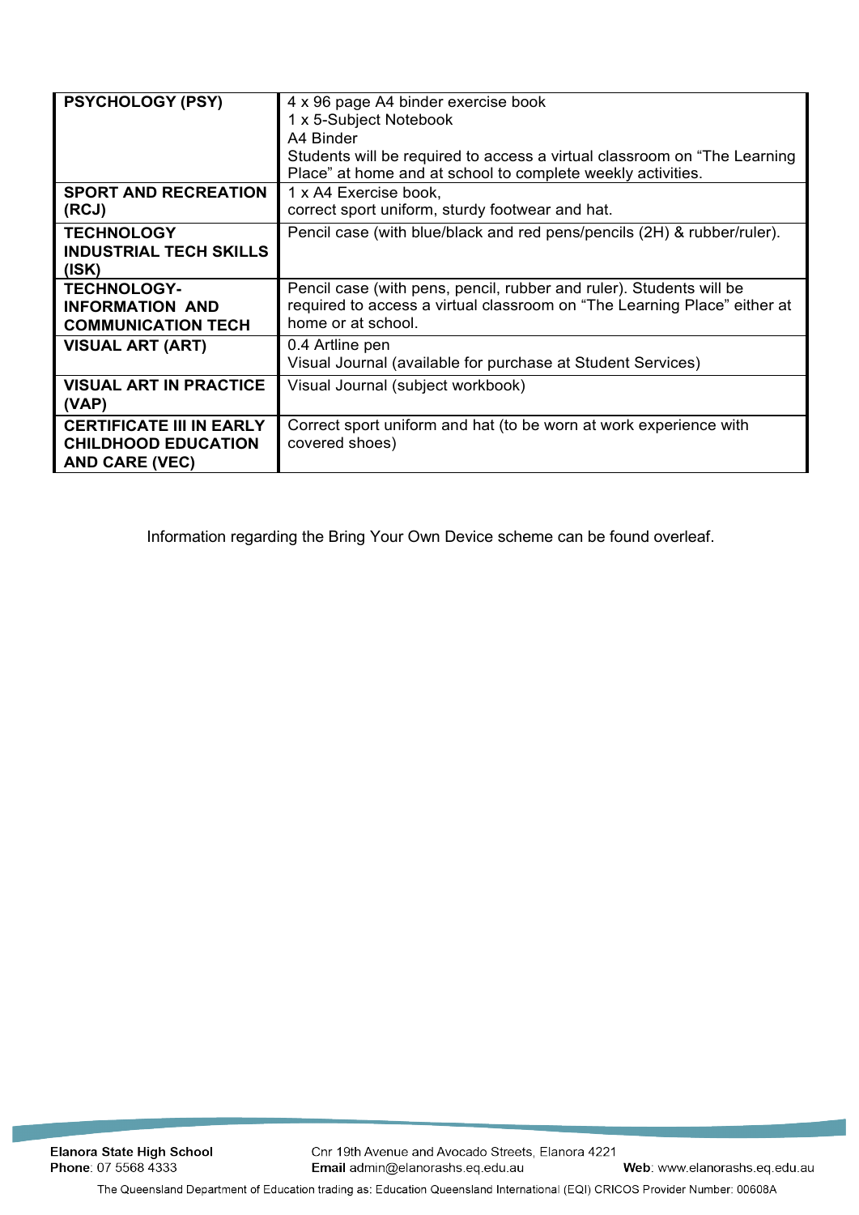| | |
|---|---|
| **PSYCHOLOGY (PSY)** | 4 x 96 page A4 binder exercise book<br>1 x 5-Subject Notebook<br>A4 Binder<br>Students will be required to access a virtual classroom on "The Learning Place" at home and at school to complete weekly activities. |
| **SPORT AND RECREATION (RCJ)** | 1 x A4 Exercise book,<br>correct sport uniform, sturdy footwear and hat. |
| **TECHNOLOGY INDUSTRIAL TECH SKILLS (ISK)** | Pencil case (with blue/black and red pens/pencils (2H) & rubber/ruler). |
| **TECHNOLOGY- INFORMATION AND COMMUNICATION TECH** | Pencil case (with pens, pencil, rubber and ruler). Students will be required to access a virtual classroom on "The Learning Place" either at home or at school. |
| **VISUAL ART (ART)** | 0.4 Artline pen<br>Visual Journal (available for purchase at Student Services) |
| **VISUAL ART IN PRACTICE (VAP)** | Visual Journal (subject workbook) |
| **CERTIFICATE III IN EARLY CHILDHOOD EDUCATION AND CARE (VEC)** | Correct sport uniform and hat (to be worn at work experience with covered shoes) |

Information regarding the Bring Your Own Device scheme can be found overleaf.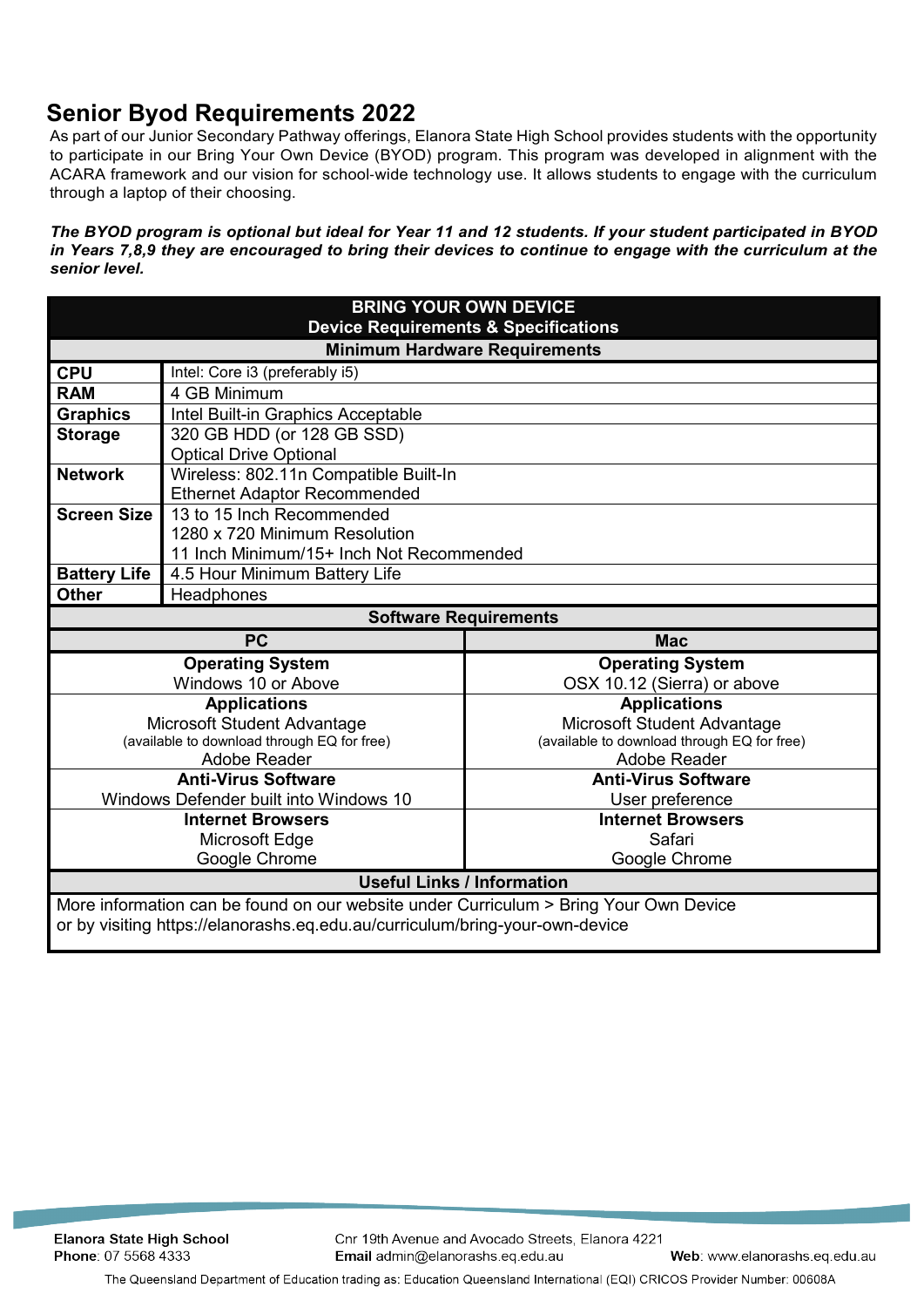# Senior Byod Requirements 2022

As part of our Junior Secondary Pathway offerings, Elanora State High School provides students with the opportunity to participate in our Bring Your Own Device (BYOD) program. This program was developed in alignment with the ACARA framework and our vision for school-wide technology use. It allows students to engage with the curriculum through a laptop of their choosing.

***The BYOD program is optional but ideal for Year 11 and 12 students. If your student participated in BYOD in Years 7,8,9 they are encouraged to bring their devices to continue to engage with the curriculum at the senior level.***

| **BRING YOUR OWN DEVICE<br>Device Requirements & Specifications** | |
|---|---|
| **Minimum Hardware Requirements** | |
| **CPU** | Intel: Core i3 (preferably i5) |
| **RAM** | 4 GB Minimum |
| **Graphics** | Intel Built-in Graphics Acceptable |
| **Storage** | 320 GB HDD (or 128 GB SSD)<br>Optical Drive Optional |
| **Network** | Wireless: 802.11n Compatible Built-In<br>Ethernet Adaptor Recommended |
| **Screen Size** | 13 to 15 Inch Recommended<br>1280 x 720 Minimum Resolution<br>11 Inch Minimum/15+ Inch Not Recommended |
| **Battery Life** | 4.5 Hour Minimum Battery Life |
| **Other** | Headphones |

| **Software Requirements** | |
|---|---|
| **PC** | **Mac** |
| **Operating System**<br>Windows 10 or Above | **Operating System**<br>OSX 10.12 (Sierra) or above |
| **Applications**<br>Microsoft Student Advantage<br>(available to download through EQ for free)<br>Adobe Reader | **Applications**<br>Microsoft Student Advantage<br>(available to download through EQ for free)<br>Adobe Reader |
| **Anti-Virus Software**<br>Windows Defender built into Windows 10 | **Anti-Virus Software**<br>User preference |
| **Internet Browsers**<br>Microsoft Edge<br>Google Chrome | **Internet Browsers**<br>Safari<br>Google Chrome |

**Useful Links / Information**

More information can be found on our website under Curriculum > Bring Your Own Device or by visiting https://elanorashs.eq.edu.au/curriculum/bring-your-own-device